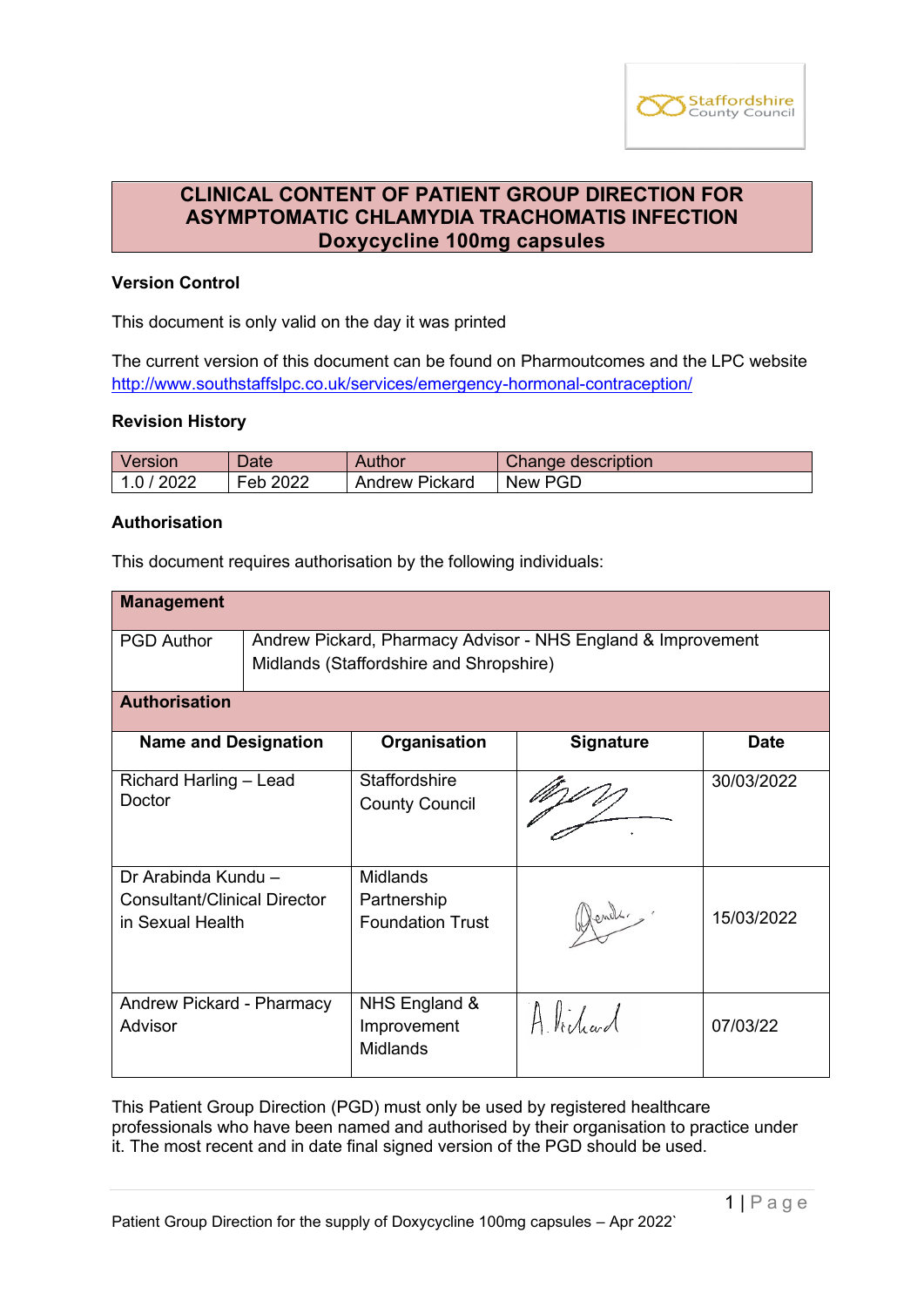# CLINICAL CONTENT OF PATIENT GROUP DIRECTION FOR ASYMPTOMATIC CHLAMYDIA TRACHOMATIS INFECTION Doxycycline 100mg capsules

### Version Control

This document is only valid on the day it was printed

The current version of this document can be found on Pharmoutcomes and the LPC website http://www.southstaffslpc.co.uk/services/emergency-hormonal-contraception/

### Revision History

| Version | Date | Author | Change description |
|---|---|---|---|
| 1.0 / 2022 | Feb 2022 | Andrew Pickard | New PGD |

### Authorisation

This document requires authorisation by the following individuals:

| **Management** | | | |
|---|---|---|---|
| PGD Author | Andrew Pickard, Pharmacy Advisor - NHS England & Improvement Midlands (Staffordshire and Shropshire) | | |
| **Authorisation** | | | |
| **Name and Designation** | **Organisation** | **Signature** | **Date** |
| Richard Harling – Lead Doctor | Staffordshire County Council | [signature] | 30/03/2022 |
| Dr Arabinda Kundu – Consultant/Clinical Director in Sexual Health | Midlands Partnership Foundation Trust | [signature] | 15/03/2022 |
| Andrew Pickard - Pharmacy Advisor | NHS England & Improvement Midlands | [signature] | 07/03/22 |

This Patient Group Direction (PGD) must only be used by registered healthcare professionals who have been named and authorised by their organisation to practice under it. The most recent and in date final signed version of the PGD should be used.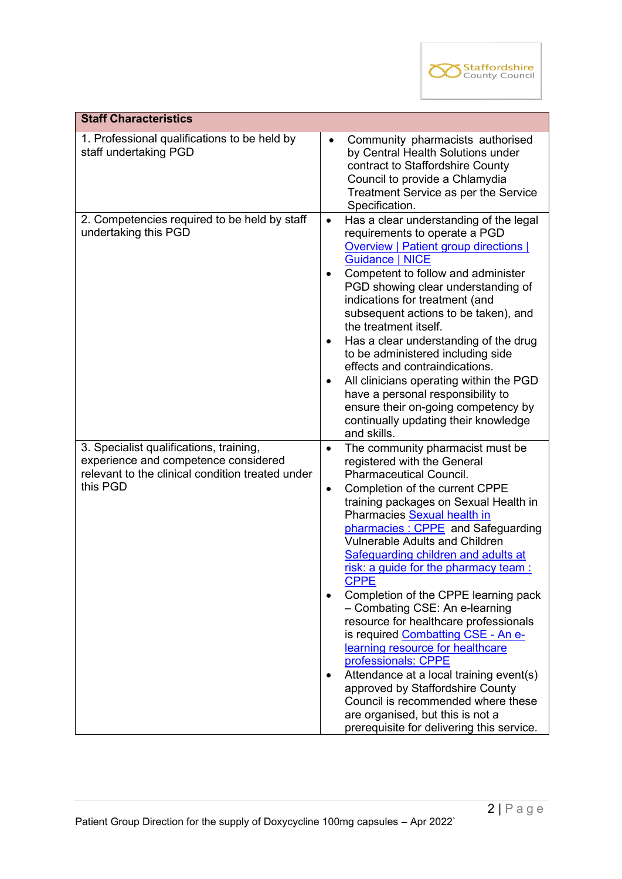| Staff Characteristics | |
|---|---|
| 1. Professional qualifications to be held by staff undertaking PGD | • Community pharmacists authorised by Central Health Solutions under contract to Staffordshire County Council to provide a Chlamydia Treatment Service as per the Service Specification. |
| 2. Competencies required to be held by staff undertaking this PGD | • Has a clear understanding of the legal requirements to operate a PGD Overview \| Patient group directions \| Guidance \| NICE<br>• Competent to follow and administer PGD showing clear understanding of indications for treatment (and subsequent actions to be taken), and the treatment itself.<br>• Has a clear understanding of the drug to be administered including side effects and contraindications.<br>• All clinicians operating within the PGD have a personal responsibility to ensure their on-going competency by continually updating their knowledge and skills. |
| 3. Specialist qualifications, training, experience and competence considered relevant to the clinical condition treated under this PGD | • The community pharmacist must be registered with the General Pharmaceutical Council.<br>• Completion of the current CPPE training packages on Sexual Health in Pharmacies Sexual health in pharmacies : CPPE and Safeguarding Vulnerable Adults and Children Safeguarding children and adults at risk: a guide for the pharmacy team : CPPE<br>• Completion of the CPPE learning pack – Combating CSE: An e-learning resource for healthcare professionals is required Combatting CSE - An e-learning resource for healthcare professionals: CPPE<br>• Attendance at a local training event(s) approved by Staffordshire County Council is recommended where these are organised, but this is not a prerequisite for delivering this service. |

Patient Group Direction for the supply of Doxycycline 100mg capsules – Apr 2022`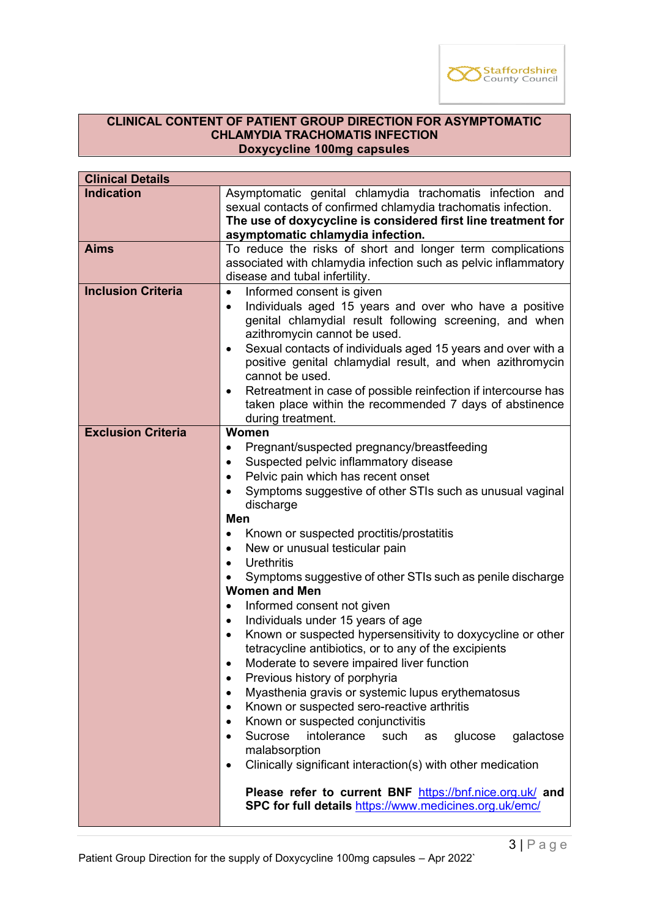**CLINICAL CONTENT OF PATIENT GROUP DIRECTION FOR ASYMPTOMATIC CHLAMYDIA TRACHOMATIS INFECTION**
**Doxycycline 100mg capsules**

| **Clinical Details** | |
|---|---|
| **Indication** | Asymptomatic genital chlamydia trachomatis infection and sexual contacts of confirmed chlamydia trachomatis infection.<br>**The use of doxycycline is considered first line treatment for asymptomatic chlamydia infection.** |
| **Aims** | To reduce the risks of short and longer term complications associated with chlamydia infection such as pelvic inflammatory disease and tubal infertility. |
| **Inclusion Criteria** | • Informed consent is given<br>• Individuals aged 15 years and over who have a positive genital chlamydial result following screening, and when azithromycin cannot be used.<br>• Sexual contacts of individuals aged 15 years and over with a positive genital chlamydial result, and when azithromycin cannot be used.<br>• Retreatment in case of possible reinfection if intercourse has taken place within the recommended 7 days of abstinence during treatment. |
| **Exclusion Criteria** | **Women**<br>• Pregnant/suspected pregnancy/breastfeeding<br>• Suspected pelvic inflammatory disease<br>• Pelvic pain which has recent onset<br>• Symptoms suggestive of other STIs such as unusual vaginal discharge<br>**Men**<br>• Known or suspected proctitis/prostatitis<br>• New or unusual testicular pain<br>• Urethritis<br>• Symptoms suggestive of other STIs such as penile discharge<br>**Women and Men**<br>• Informed consent not given<br>• Individuals under 15 years of age<br>• Known or suspected hypersensitivity to doxycycline or other tetracycline antibiotics, or to any of the excipients<br>• Moderate to severe impaired liver function<br>• Previous history of porphyria<br>• Myasthenia gravis or systemic lupus erythematosus<br>• Known or suspected sero-reactive arthritis<br>• Known or suspected conjunctivitis<br>• Sucrose intolerance such as glucose galactose malabsorption<br>• Clinically significant interaction(s) with other medication<br><br>**Please refer to current BNF** https://bnf.nice.org.uk/ **and SPC for full details** https://www.medicines.org.uk/emc/ |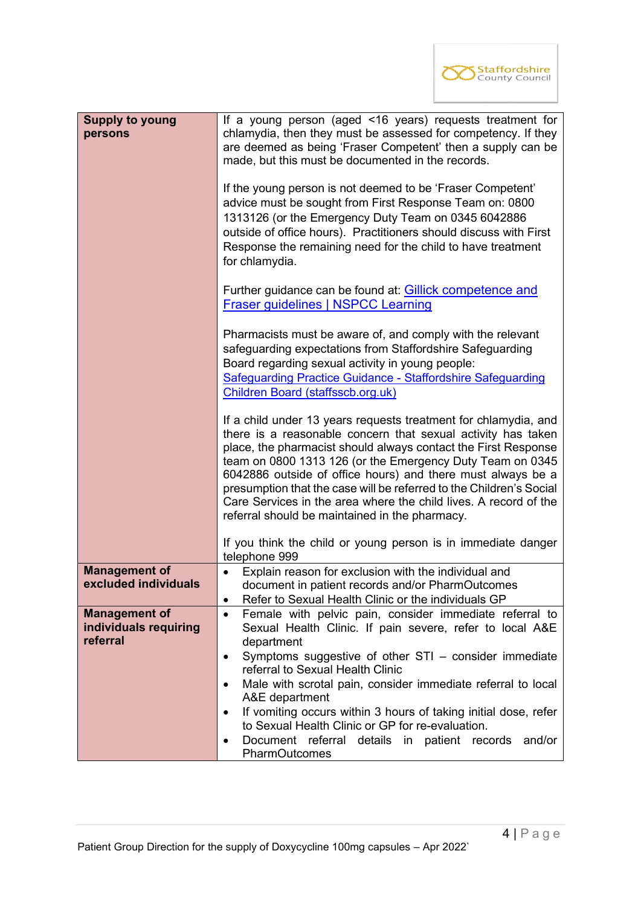| | |
|---|---|
| **Supply to young persons** | If a young person (aged <16 years) requests treatment for chlamydia, then they must be assessed for competency. If they are deemed as being 'Fraser Competent' then a supply can be made, but this must be documented in the records.<br><br>If the young person is not deemed to be 'Fraser Competent' advice must be sought from First Response Team on: 0800 1313126 (or the Emergency Duty Team on 0345 6042886 outside of office hours). Practitioners should discuss with First Response the remaining need for the child to have treatment for chlamydia.<br><br>Further guidance can be found at: [Gillick competence and Fraser guidelines \| NSPCC Learning]<br><br>Pharmacists must be aware of, and comply with the relevant safeguarding expectations from Staffordshire Safeguarding Board regarding sexual activity in young people: [Safeguarding Practice Guidance - Staffordshire Safeguarding Children Board (staffsscb.org.uk)]<br><br>If a child under 13 years requests treatment for chlamydia, and there is a reasonable concern that sexual activity has taken place, the pharmacist should always contact the First Response team on 0800 1313 126 (or the Emergency Duty Team on 0345 6042886 outside of office hours) and there must always be a presumption that the case will be referred to the Children's Social Care Services in the area where the child lives. A record of the referral should be maintained in the pharmacy.<br><br>If you think the child or young person is in immediate danger telephone 999 |
| **Management of excluded individuals** | • Explain reason for exclusion with the individual and document in patient records and/or PharmOutcomes<br>• Refer to Sexual Health Clinic or the individuals GP |
| **Management of individuals requiring referral** | • Female with pelvic pain, consider immediate referral to Sexual Health Clinic. If pain severe, refer to local A&E department<br>• Symptoms suggestive of other STI – consider immediate referral to Sexual Health Clinic<br>• Male with scrotal pain, consider immediate referral to local A&E department<br>• If vomiting occurs within 3 hours of taking initial dose, refer to Sexual Health Clinic or GP for re-evaluation.<br>• Document referral details in patient records and/or PharmOutcomes |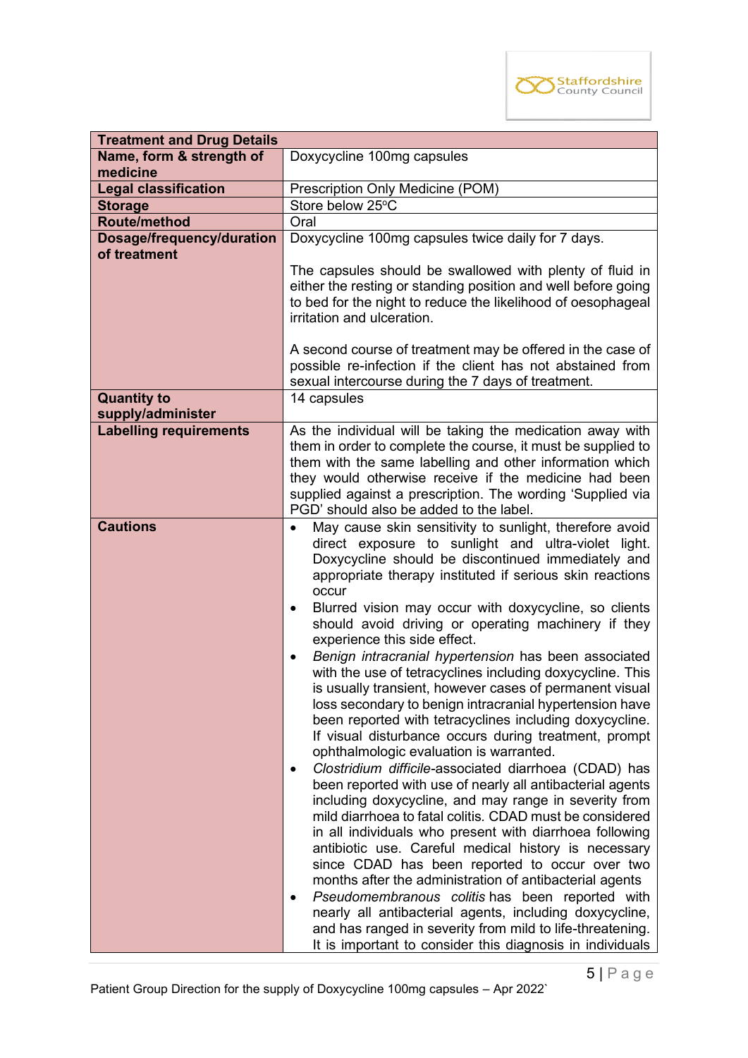| Treatment and Drug Details | |
|---|---|
| **Name, form & strength of medicine** | Doxycycline 100mg capsules |
| **Legal classification** | Prescription Only Medicine (POM) |
| **Storage** | Store below 25°C |
| **Route/method** | Oral |
| **Dosage/frequency/duration of treatment** | Doxycycline 100mg capsules twice daily for 7 days.<br><br>The capsules should be swallowed with plenty of fluid in either the resting or standing position and well before going to bed for the night to reduce the likelihood of oesophageal irritation and ulceration.<br><br>A second course of treatment may be offered in the case of possible re-infection if the client has not abstained from sexual intercourse during the 7 days of treatment. |
| **Quantity to supply/administer** | 14 capsules |
| **Labelling requirements** | As the individual will be taking the medication away with them in order to complete the course, it must be supplied to them with the same labelling and other information which they would otherwise receive if the medicine had been supplied against a prescription. The wording 'Supplied via PGD' should also be added to the label. |
| **Cautions** | • May cause skin sensitivity to sunlight, therefore avoid direct exposure to sunlight and ultra-violet light. Doxycycline should be discontinued immediately and appropriate therapy instituted if serious skin reactions occur<br>• Blurred vision may occur with doxycycline, so clients should avoid driving or operating machinery if they experience this side effect.<br>• *Benign intracranial hypertension* has been associated with the use of tetracyclines including doxycycline. This is usually transient, however cases of permanent visual loss secondary to benign intracranial hypertension have been reported with tetracyclines including doxycycline. If visual disturbance occurs during treatment, prompt ophthalmologic evaluation is warranted.<br>• *Clostridium difficile*-associated diarrhoea (CDAD) has been reported with use of nearly all antibacterial agents including doxycycline, and may range in severity from mild diarrhoea to fatal colitis. CDAD must be considered in all individuals who present with diarrhoea following antibiotic use. Careful medical history is necessary since CDAD has been reported to occur over two months after the administration of antibacterial agents<br>• *Pseudomembranous colitis* has been reported with nearly all antibacterial agents, including doxycycline, and has ranged in severity from mild to life-threatening. It is important to consider this diagnosis in individuals |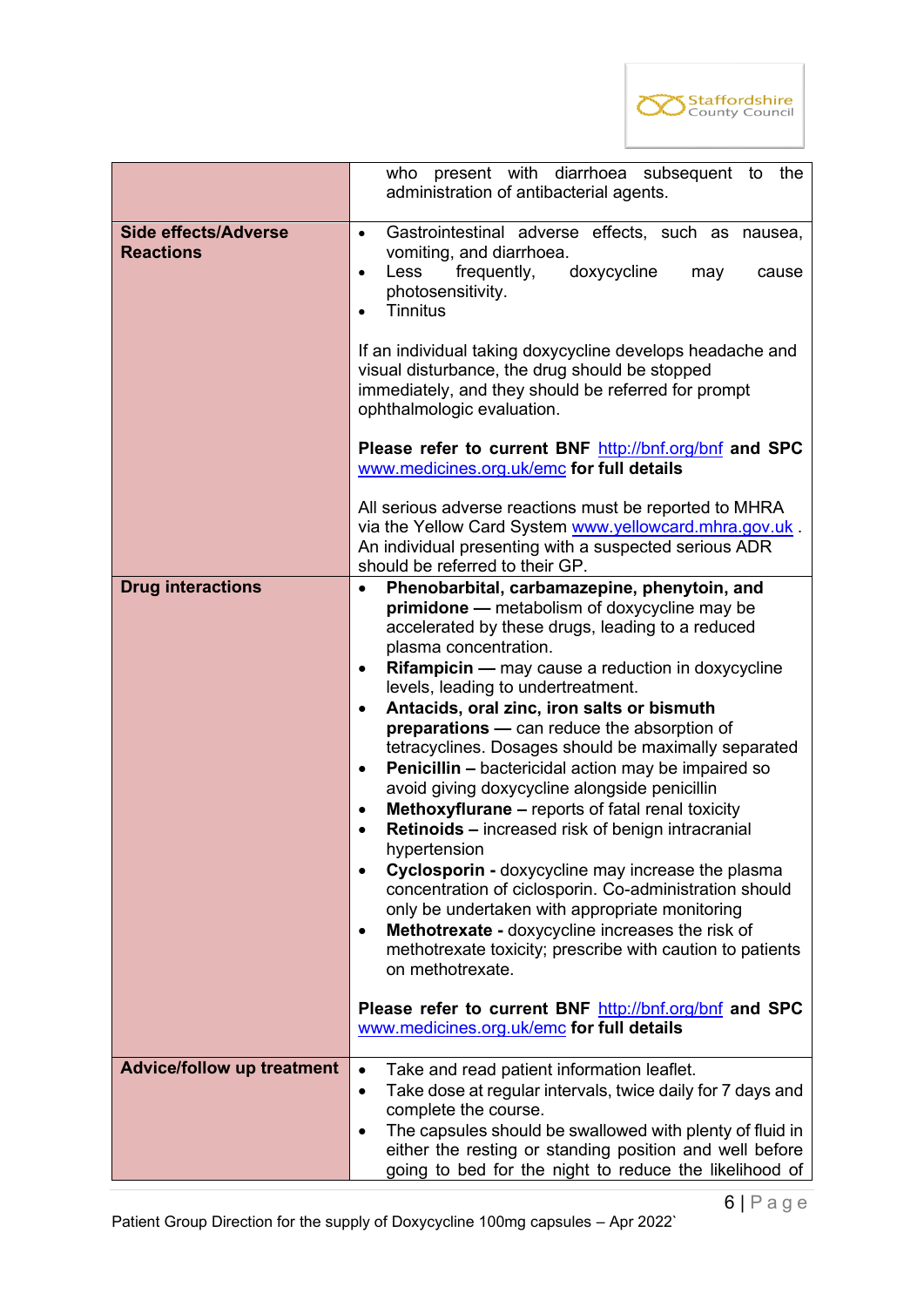| | |
|---|---|
| | who present with diarrhoea subsequent to the administration of antibacterial agents. |
| **Side effects/Adverse Reactions** | • Gastrointestinal adverse effects, such as nausea, vomiting, and diarrhoea.<br>• Less frequently, doxycycline may cause photosensitivity.<br>• Tinnitus<br><br>If an individual taking doxycycline develops headache and visual disturbance, the drug should be stopped immediately, and they should be referred for prompt ophthalmologic evaluation.<br><br>**Please refer to current BNF** http://bnf.org/bnf **and SPC** www.medicines.org.uk/emc **for full details**<br><br>All serious adverse reactions must be reported to MHRA via the Yellow Card System www.yellowcard.mhra.gov.uk . An individual presenting with a suspected serious ADR should be referred to their GP. |
| **Drug interactions** | • **Phenobarbital, carbamazepine, phenytoin, and primidone —** metabolism of doxycycline may be accelerated by these drugs, leading to a reduced plasma concentration.<br>• **Rifampicin —** may cause a reduction in doxycycline levels, leading to undertreatment.<br>• **Antacids, oral zinc, iron salts or bismuth preparations —** can reduce the absorption of tetracyclines. Dosages should be maximally separated<br>• **Penicillin –** bactericidal action may be impaired so avoid giving doxycycline alongside penicillin<br>• **Methoxyflurane –** reports of fatal renal toxicity<br>• **Retinoids –** increased risk of benign intracranial hypertension<br>• **Cyclosporin -** doxycycline may increase the plasma concentration of ciclosporin. Co-administration should only be undertaken with appropriate monitoring<br>• **Methotrexate -** doxycycline increases the risk of methotrexate toxicity; prescribe with caution to patients on methotrexate.<br><br>**Please refer to current BNF** http://bnf.org/bnf **and SPC** www.medicines.org.uk/emc **for full details** |
| **Advice/follow up treatment** | • Take and read patient information leaflet.<br>• Take dose at regular intervals, twice daily for 7 days and complete the course.<br>• The capsules should be swallowed with plenty of fluid in either the resting or standing position and well before going to bed for the night to reduce the likelihood of |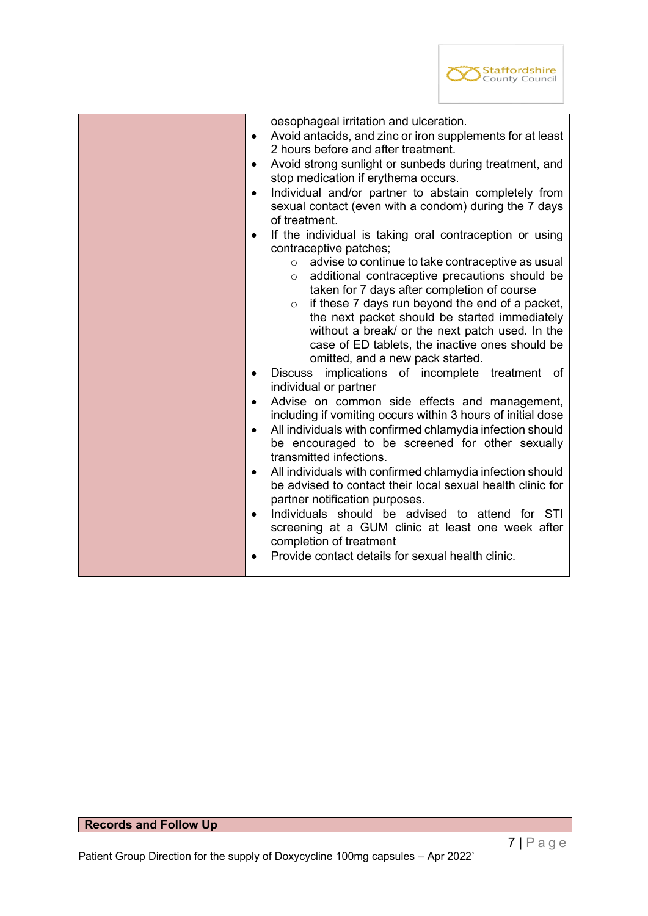| | |
|---|---|
| | oesophageal irritation and ulceration.<br>• Avoid antacids, and zinc or iron supplements for at least 2 hours before and after treatment.<br>• Avoid strong sunlight or sunbeds during treatment, and stop medication if erythema occurs.<br>• Individual and/or partner to abstain completely from sexual contact (even with a condom) during the 7 days of treatment.<br>• If the individual is taking oral contraception or using contraceptive patches;<br>  ○ advise to continue to take contraceptive as usual<br>  ○ additional contraceptive precautions should be taken for 7 days after completion of course<br>  ○ if these 7 days run beyond the end of a packet, the next packet should be started immediately without a break/ or the next patch used. In the case of ED tablets, the inactive ones should be omitted, and a new pack started.<br>• Discuss implications of incomplete treatment of individual or partner<br>• Advise on common side effects and management, including if vomiting occurs within 3 hours of initial dose<br>• All individuals with confirmed chlamydia infection should be encouraged to be screened for other sexually transmitted infections.<br>• All individuals with confirmed chlamydia infection should be advised to contact their local sexual health clinic for partner notification purposes.<br>• Individuals should be advised to attend for STI screening at a GUM clinic at least one week after completion of treatment<br>• Provide contact details for sexual health clinic. |

| **Records and Follow Up** |
|---|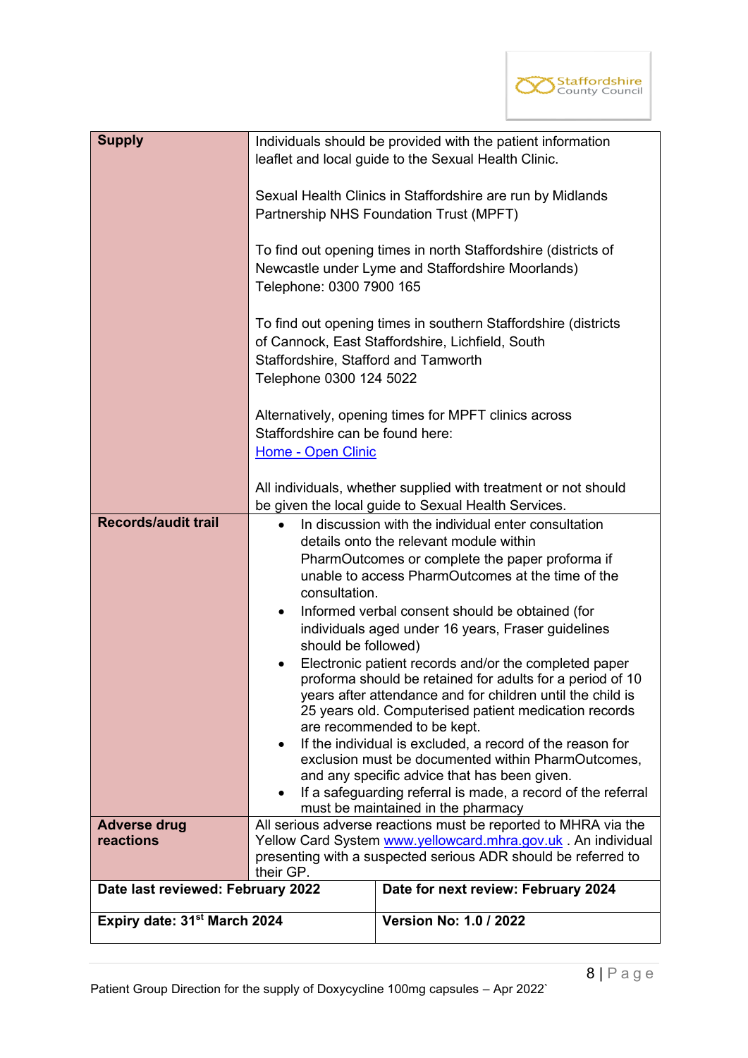| | |
|---|---|
| **Supply** | Individuals should be provided with the patient information leaflet and local guide to the Sexual Health Clinic.<br><br>Sexual Health Clinics in Staffordshire are run by Midlands Partnership NHS Foundation Trust (MPFT)<br><br>To find out opening times in north Staffordshire (districts of Newcastle under Lyme and Staffordshire Moorlands) Telephone: 0300 7900 165<br><br>To find out opening times in southern Staffordshire (districts of Cannock, East Staffordshire, Lichfield, South Staffordshire, Stafford and Tamworth Telephone 0300 124 5022<br><br>Alternatively, opening times for MPFT clinics across Staffordshire can be found here: Home - Open Clinic<br><br>All individuals, whether supplied with treatment or not should be given the local guide to Sexual Health Services. |
| **Records/audit trail** | • In discussion with the individual enter consultation details onto the relevant module within PharmOutcomes or complete the paper proforma if unable to access PharmOutcomes at the time of the consultation.<br>• Informed verbal consent should be obtained (for individuals aged under 16 years, Fraser guidelines should be followed)<br>• Electronic patient records and/or the completed paper proforma should be retained for adults for a period of 10 years after attendance and for children until the child is 25 years old. Computerised patient medication records are recommended to be kept.<br>• If the individual is excluded, a record of the reason for exclusion must be documented within PharmOutcomes, and any specific advice that has been given.<br>• If a safeguarding referral is made, a record of the referral must be maintained in the pharmacy |
| **Adverse drug reactions** | All serious adverse reactions must be reported to MHRA via the Yellow Card System www.yellowcard.mhra.gov.uk . An individual presenting with a suspected serious ADR should be referred to their GP. |
| **Date last reviewed: February 2022** | **Date for next review: February 2024** |
| **Expiry date: 31st March 2024** | **Version No: 1.0 / 2022** |

Patient Group Direction for the supply of Doxycycline 100mg capsules – Apr 2022`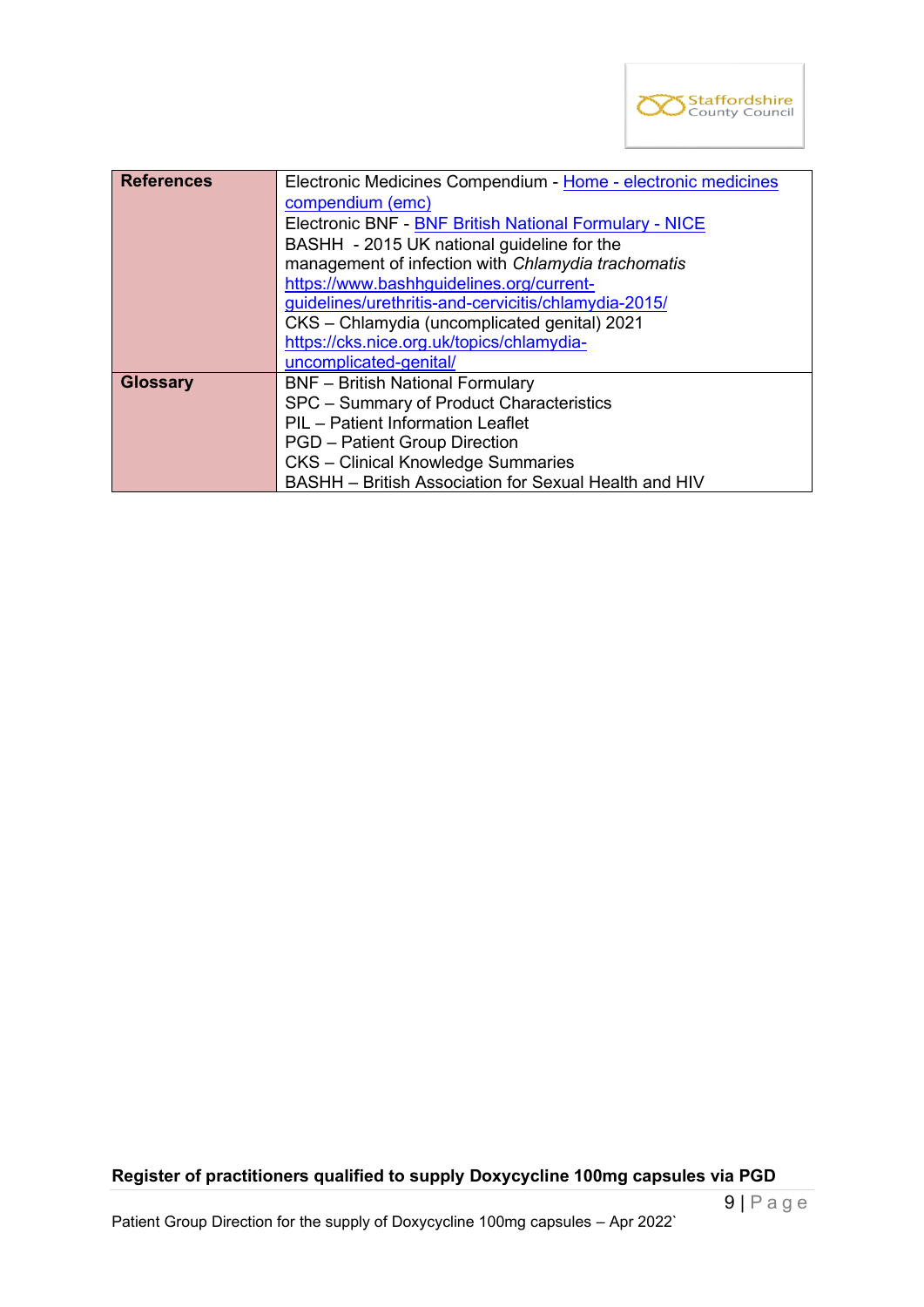| References | Electronic Medicines Compendium - [Home - electronic medicines compendium (emc)](#)<br>Electronic BNF - [BNF British National Formulary - NICE](#)<br>BASHH - 2015 UK national guideline for the management of infection with *Chlamydia trachomatis* https://www.bashhguidelines.org/current-guidelines/urethritis-and-cervicitis/chlamydia-2015/<br>CKS – Chlamydia (uncomplicated genital) 2021 https://cks.nice.org.uk/topics/chlamydia-uncomplicated-genital/ |
|---|---|
| **Glossary** | BNF – British National Formulary<br>SPC – Summary of Product Characteristics<br>PIL – Patient Information Leaflet<br>PGD – Patient Group Direction<br>CKS – Clinical Knowledge Summaries<br>BASHH – British Association for Sexual Health and HIV |

**Register of practitioners qualified to supply Doxycycline 100mg capsules via PGD**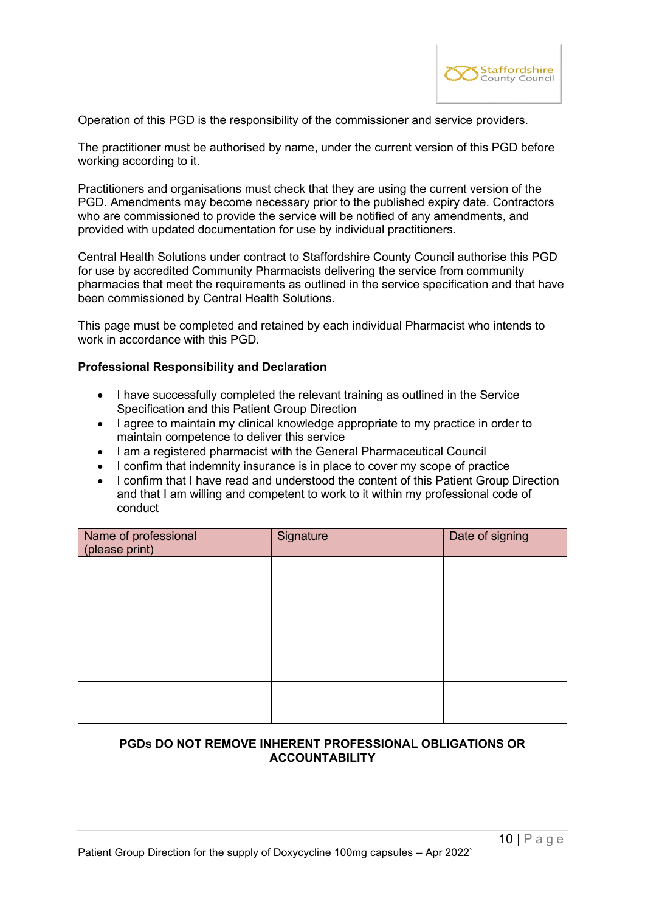Operation of this PGD is the responsibility of the commissioner and service providers.

The practitioner must be authorised by name, under the current version of this PGD before working according to it.

Practitioners and organisations must check that they are using the current version of the PGD. Amendments may become necessary prior to the published expiry date. Contractors who are commissioned to provide the service will be notified of any amendments, and provided with updated documentation for use by individual practitioners.

Central Health Solutions under contract to Staffordshire County Council authorise this PGD for use by accredited Community Pharmacists delivering the service from community pharmacies that meet the requirements as outlined in the service specification and that have been commissioned by Central Health Solutions.

This page must be completed and retained by each individual Pharmacist who intends to work in accordance with this PGD.

**Professional Responsibility and Declaration**

- I have successfully completed the relevant training as outlined in the Service Specification and this Patient Group Direction
- I agree to maintain my clinical knowledge appropriate to my practice in order to maintain competence to deliver this service
- I am a registered pharmacist with the General Pharmaceutical Council
- I confirm that indemnity insurance is in place to cover my scope of practice
- I confirm that I have read and understood the content of this Patient Group Direction and that I am willing and competent to work to it within my professional code of conduct

| Name of professional (please print) | Signature | Date of signing |
|---|---|---|
| | | |
| | | |
| | | |
| | | |

**PGDs DO NOT REMOVE INHERENT PROFESSIONAL OBLIGATIONS OR ACCOUNTABILITY**